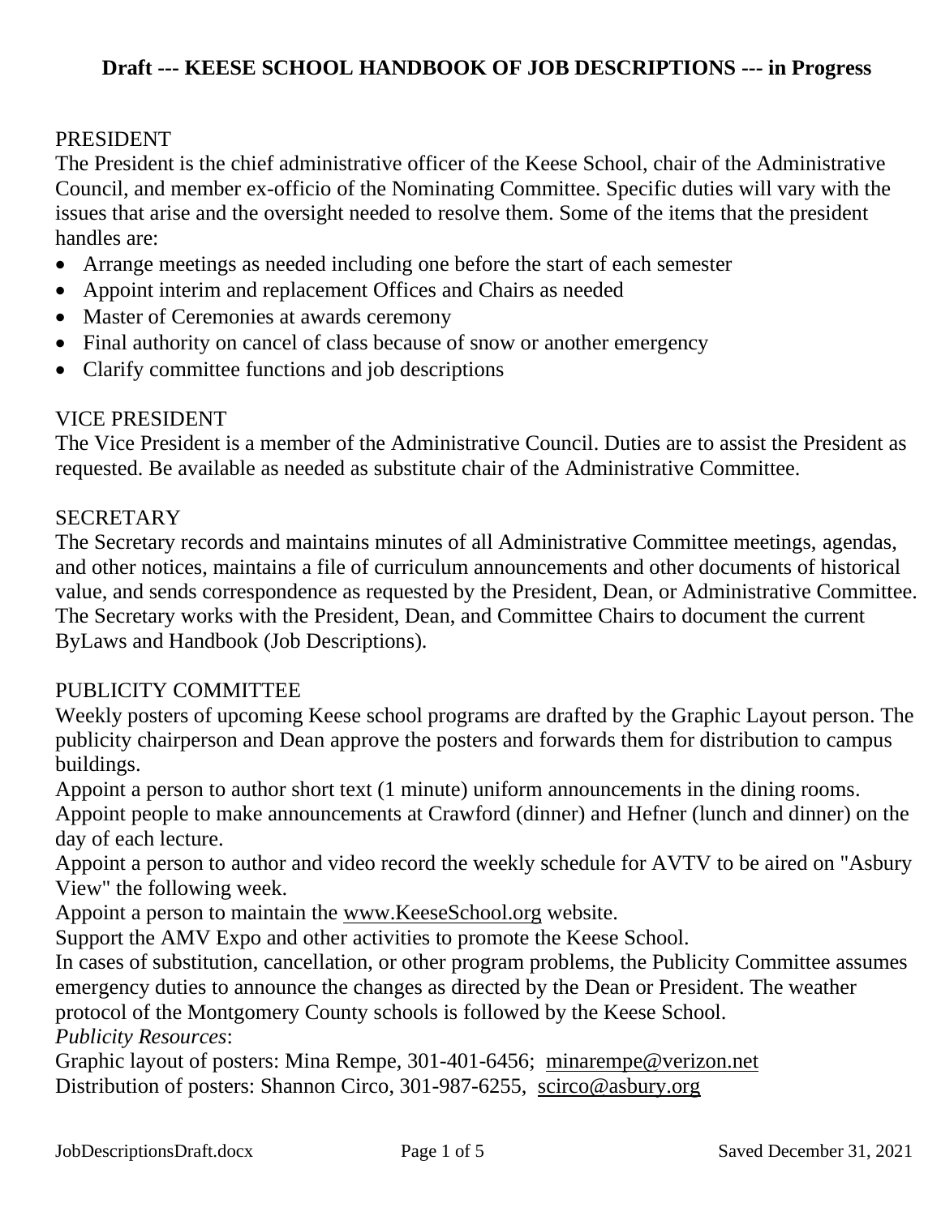# Draft --- KEESE SCHOOL HANDBOOK OF JOB DESCRIPTIONS --- in Progress

## PRESIDENT

The President is the chief administrative officer of the Keese School, chair of the Administrative Council, and member ex-officio of the Nominating Committee. Specific duties will vary with the issues that arise and the oversight needed to resolve them. Some of the items that the president handles are:

- Arrange meetings as needed including one before the start of each semester
- Appoint interim and replacement Offices and Chairs as needed
- Master of Ceremonies at awards ceremony
- Final authority on cancel of class because of snow or another emergency
- Clarify committee functions and job descriptions

## VICE PRESIDENT

The Vice President is a member of the Administrative Council. Duties are to assist the President as requested. Be available as needed as substitute chair of the Administrative Committee.

## SECRETARY

The Secretary records and maintains minutes of all Administrative Committee meetings, agendas, and other notices, maintains a file of curriculum announcements and other documents of historical value, and sends correspondence as requested by the President, Dean, or Administrative Committee. The Secretary works with the President, Dean, and Committee Chairs to document the current ByLaws and Handbook (Job Descriptions).

## PUBLICITY COMMITTEE

Weekly posters of upcoming Keese school programs are drafted by the Graphic Layout person. The publicity chairperson and Dean approve the posters and forwards them for distribution to campus buildings.

Appoint a person to author short text (1 minute) uniform announcements in the dining rooms.

Appoint people to make announcements at Crawford (dinner) and Hefner (lunch and dinner) on the day of each lecture.

Appoint a person to author and video record the weekly schedule for AVTV to be aired on "Asbury View" the following week.

Appoint a person to maintain the www.KeeseSchool.org website.

Support the AMV Expo and other activities to promote the Keese School.

In cases of substitution, cancellation, or other program problems, the Publicity Committee assumes emergency duties to announce the changes as directed by the Dean or President. The weather protocol of the Montgomery County schools is followed by the Keese School.

*Publicity Resources*:

Graphic layout of posters: Mina Rempe, 301-401-6456; minarempe@verizon.net

Distribution of posters: Shannon Circo, 301-987-6255, scirco@asbury.org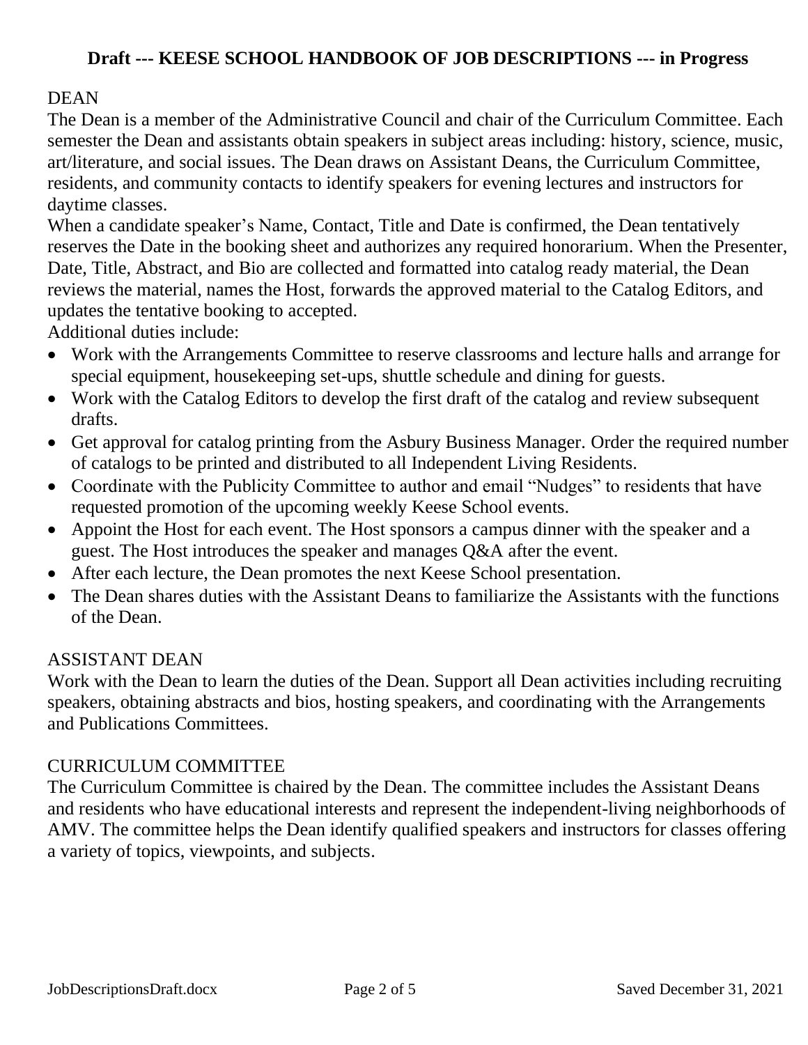**Draft --- KEESE SCHOOL HANDBOOK OF JOB DESCRIPTIONS --- in Progress**

## DEAN

The Dean is a member of the Administrative Council and chair of the Curriculum Committee. Each semester the Dean and assistants obtain speakers in subject areas including: history, science, music, art/literature, and social issues. The Dean draws on Assistant Deans, the Curriculum Committee, residents, and community contacts to identify speakers for evening lectures and instructors for daytime classes.

When a candidate speaker's Name, Contact, Title and Date is confirmed, the Dean tentatively reserves the Date in the booking sheet and authorizes any required honorarium. When the Presenter, Date, Title, Abstract, and Bio are collected and formatted into catalog ready material, the Dean reviews the material, names the Host, forwards the approved material to the Catalog Editors, and updates the tentative booking to accepted.

Additional duties include:

- Work with the Arrangements Committee to reserve classrooms and lecture halls and arrange for special equipment, housekeeping set-ups, shuttle schedule and dining for guests.
- Work with the Catalog Editors to develop the first draft of the catalog and review subsequent drafts.
- Get approval for catalog printing from the Asbury Business Manager. Order the required number of catalogs to be printed and distributed to all Independent Living Residents.
- Coordinate with the Publicity Committee to author and email "Nudges" to residents that have requested promotion of the upcoming weekly Keese School events.
- Appoint the Host for each event. The Host sponsors a campus dinner with the speaker and a guest. The Host introduces the speaker and manages Q&A after the event.
- After each lecture, the Dean promotes the next Keese School presentation.
- The Dean shares duties with the Assistant Deans to familiarize the Assistants with the functions of the Dean.

## ASSISTANT DEAN

Work with the Dean to learn the duties of the Dean. Support all Dean activities including recruiting speakers, obtaining abstracts and bios, hosting speakers, and coordinating with the Arrangements and Publications Committees.

## CURRICULUM COMMITTEE

The Curriculum Committee is chaired by the Dean. The committee includes the Assistant Deans and residents who have educational interests and represent the independent-living neighborhoods of AMV. The committee helps the Dean identify qualified speakers and instructors for classes offering a variety of topics, viewpoints, and subjects.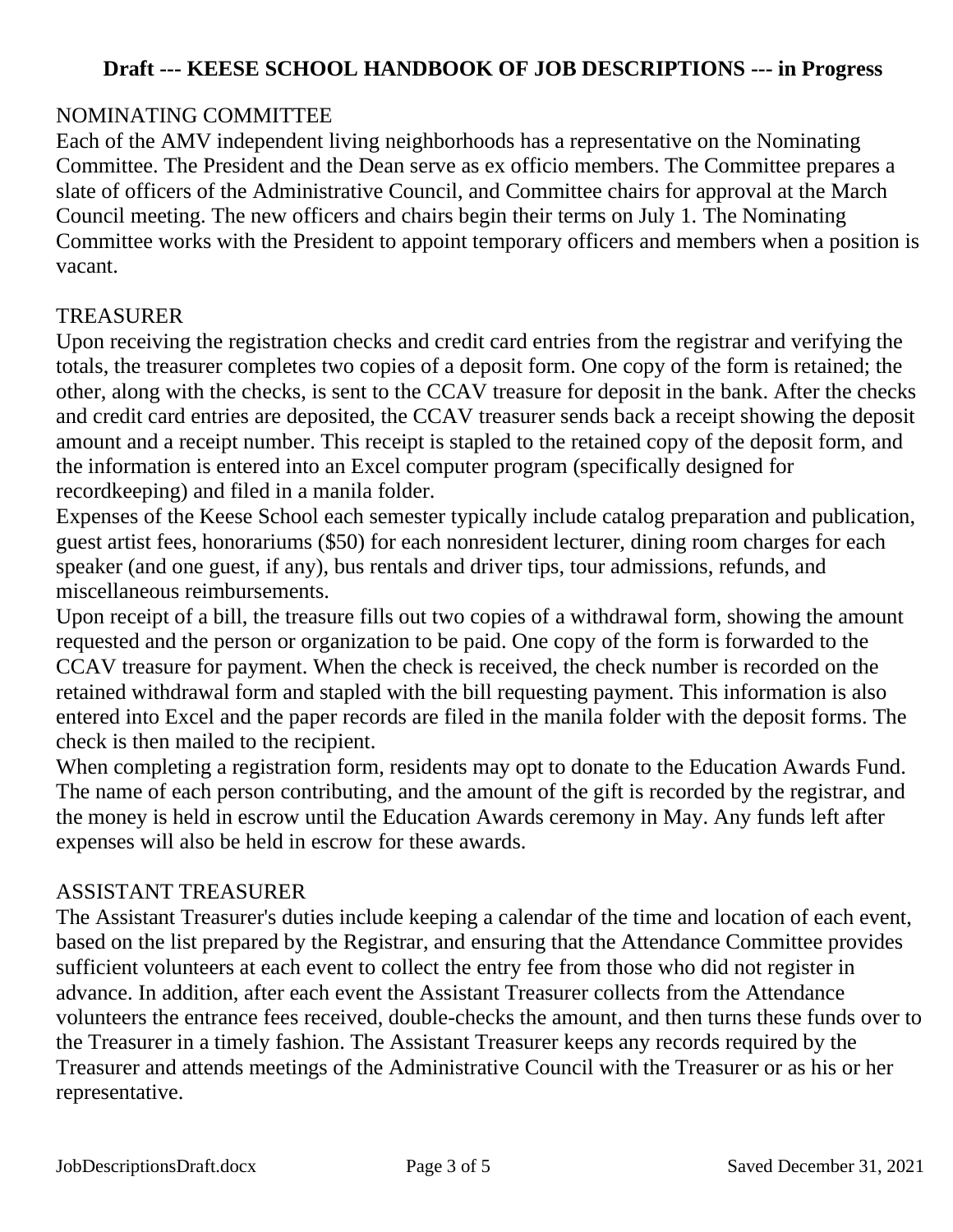NOMINATING COMMITTEE

Each of the AMV independent living neighborhoods has a representative on the Nominating Committee. The President and the Dean serve as ex officio members. The Committee prepares a slate of officers of the Administrative Council, and Committee chairs for approval at the March Council meeting. The new officers and chairs begin their terms on July 1. The Nominating Committee works with the President to appoint temporary officers and members when a position is vacant.

TREASURER

Upon receiving the registration checks and credit card entries from the registrar and verifying the totals, the treasurer completes two copies of a deposit form. One copy of the form is retained; the other, along with the checks, is sent to the CCAV treasure for deposit in the bank. After the checks and credit card entries are deposited, the CCAV treasurer sends back a receipt showing the deposit amount and a receipt number. This receipt is stapled to the retained copy of the deposit form, and the information is entered into an Excel computer program (specifically designed for recordkeeping) and filed in a manila folder.

Expenses of the Keese School each semester typically include catalog preparation and publication, guest artist fees, honorariums ($50) for each nonresident lecturer, dining room charges for each speaker (and one guest, if any), bus rentals and driver tips, tour admissions, refunds, and miscellaneous reimbursements.

Upon receipt of a bill, the treasure fills out two copies of a withdrawal form, showing the amount requested and the person or organization to be paid. One copy of the form is forwarded to the CCAV treasure for payment. When the check is received, the check number is recorded on the retained withdrawal form and stapled with the bill requesting payment. This information is also entered into Excel and the paper records are filed in the manila folder with the deposit forms. The check is then mailed to the recipient.

When completing a registration form, residents may opt to donate to the Education Awards Fund. The name of each person contributing, and the amount of the gift is recorded by the registrar, and the money is held in escrow until the Education Awards ceremony in May. Any funds left after expenses will also be held in escrow for these awards.

ASSISTANT TREASURER

The Assistant Treasurer's duties include keeping a calendar of the time and location of each event, based on the list prepared by the Registrar, and ensuring that the Attendance Committee provides sufficient volunteers at each event to collect the entry fee from those who did not register in advance. In addition, after each event the Assistant Treasurer collects from the Attendance volunteers the entrance fees received, double-checks the amount, and then turns these funds over to the Treasurer in a timely fashion. The Assistant Treasurer keeps any records required by the Treasurer and attends meetings of the Administrative Council with the Treasurer or as his or her representative.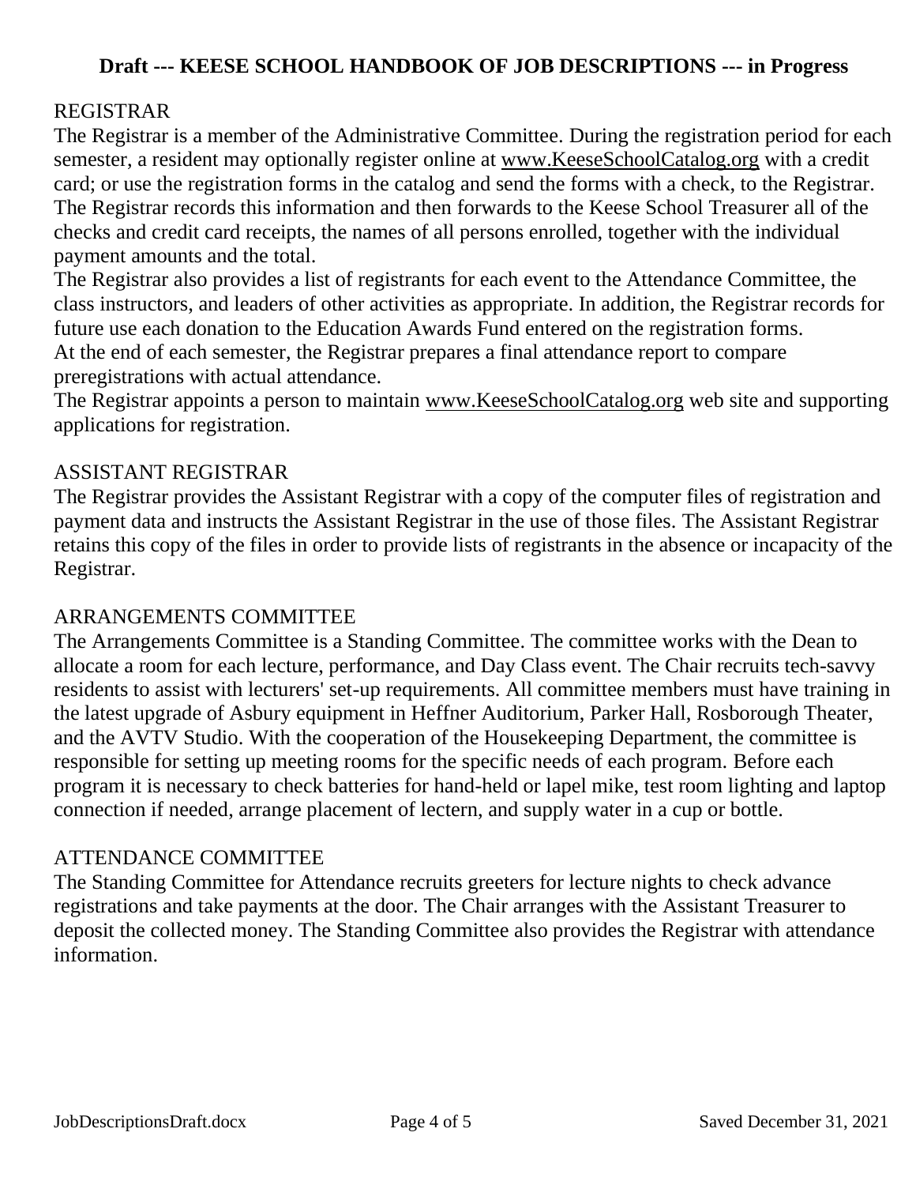**Draft --- KEESE SCHOOL HANDBOOK OF JOB DESCRIPTIONS --- in Progress**

## REGISTRAR

The Registrar is a member of the Administrative Committee. During the registration period for each semester, a resident may optionally register online at www.KeeseSchoolCatalog.org with a credit card; or use the registration forms in the catalog and send the forms with a check, to the Registrar. The Registrar records this information and then forwards to the Keese School Treasurer all of the checks and credit card receipts, the names of all persons enrolled, together with the individual payment amounts and the total.

The Registrar also provides a list of registrants for each event to the Attendance Committee, the class instructors, and leaders of other activities as appropriate. In addition, the Registrar records for future use each donation to the Education Awards Fund entered on the registration forms.

At the end of each semester, the Registrar prepares a final attendance report to compare preregistrations with actual attendance.

The Registrar appoints a person to maintain www.KeeseSchoolCatalog.org web site and supporting applications for registration.

## ASSISTANT REGISTRAR

The Registrar provides the Assistant Registrar with a copy of the computer files of registration and payment data and instructs the Assistant Registrar in the use of those files. The Assistant Registrar retains this copy of the files in order to provide lists of registrants in the absence or incapacity of the Registrar.

## ARRANGEMENTS COMMITTEE

The Arrangements Committee is a Standing Committee. The committee works with the Dean to allocate a room for each lecture, performance, and Day Class event. The Chair recruits tech-savvy residents to assist with lecturers' set-up requirements. All committee members must have training in the latest upgrade of Asbury equipment in Heffner Auditorium, Parker Hall, Rosborough Theater, and the AVTV Studio. With the cooperation of the Housekeeping Department, the committee is responsible for setting up meeting rooms for the specific needs of each program. Before each program it is necessary to check batteries for hand-held or lapel mike, test room lighting and laptop connection if needed, arrange placement of lectern, and supply water in a cup or bottle.

## ATTENDANCE COMMITTEE

The Standing Committee for Attendance recruits greeters for lecture nights to check advance registrations and take payments at the door. The Chair arranges with the Assistant Treasurer to deposit the collected money. The Standing Committee also provides the Registrar with attendance information.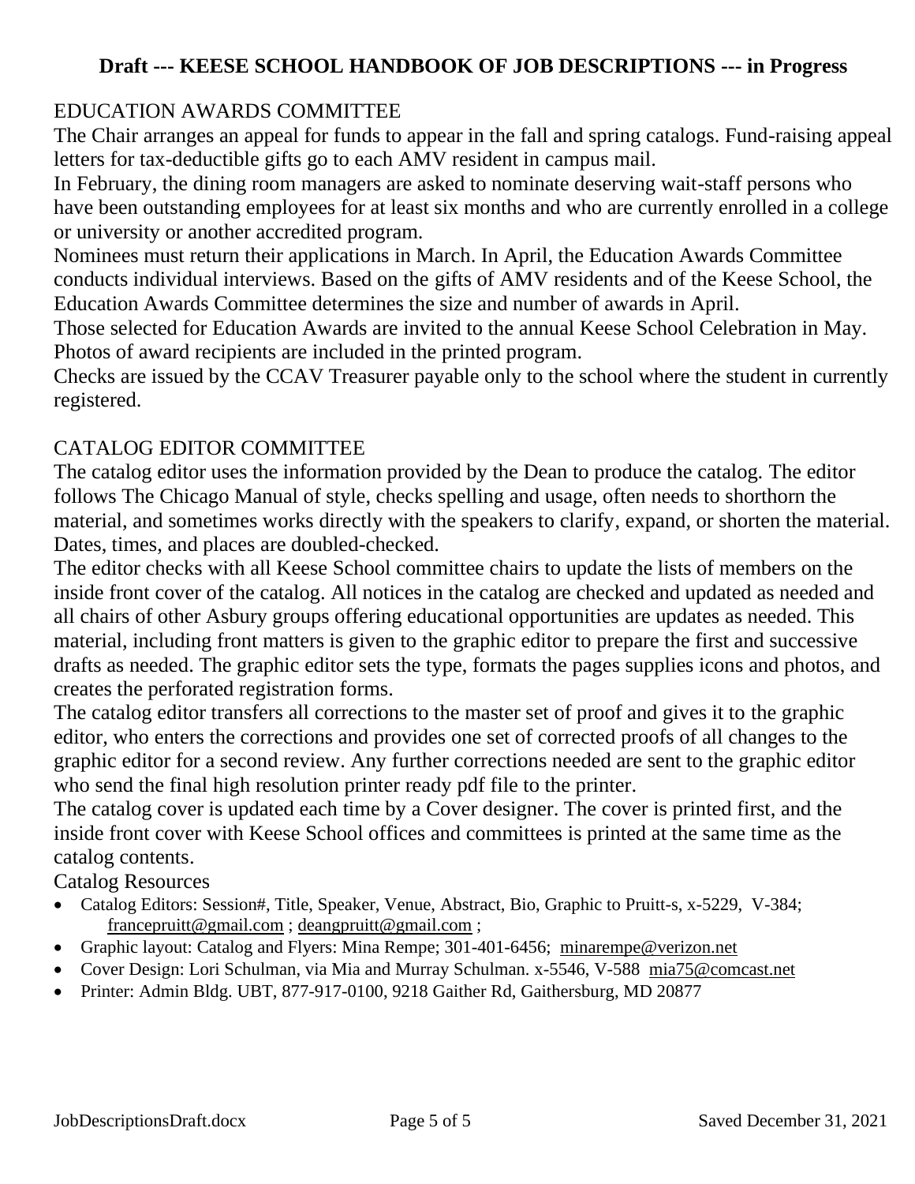## EDUCATION AWARDS COMMITTEE

The Chair arranges an appeal for funds to appear in the fall and spring catalogs. Fund-raising appeal letters for tax-deductible gifts go to each AMV resident in campus mail.

In February, the dining room managers are asked to nominate deserving wait-staff persons who have been outstanding employees for at least six months and who are currently enrolled in a college or university or another accredited program.

Nominees must return their applications in March. In April, the Education Awards Committee conducts individual interviews. Based on the gifts of AMV residents and of the Keese School, the Education Awards Committee determines the size and number of awards in April.

Those selected for Education Awards are invited to the annual Keese School Celebration in May. Photos of award recipients are included in the printed program.

Checks are issued by the CCAV Treasurer payable only to the school where the student in currently registered.

## CATALOG EDITOR COMMITTEE

The catalog editor uses the information provided by the Dean to produce the catalog. The editor follows The Chicago Manual of style, checks spelling and usage, often needs to shorthorn the material, and sometimes works directly with the speakers to clarify, expand, or shorten the material. Dates, times, and places are doubled-checked.

The editor checks with all Keese School committee chairs to update the lists of members on the inside front cover of the catalog. All notices in the catalog are checked and updated as needed and all chairs of other Asbury groups offering educational opportunities are updates as needed. This material, including front matters is given to the graphic editor to prepare the first and successive drafts as needed. The graphic editor sets the type, formats the pages supplies icons and photos, and creates the perforated registration forms.

The catalog editor transfers all corrections to the master set of proof and gives it to the graphic editor, who enters the corrections and provides one set of corrected proofs of all changes to the graphic editor for a second review. Any further corrections needed are sent to the graphic editor who send the final high resolution printer ready pdf file to the printer.

The catalog cover is updated each time by a Cover designer. The cover is printed first, and the inside front cover with Keese School offices and committees is printed at the same time as the catalog contents.

Catalog Resources

- Catalog Editors: Session#, Title, Speaker, Venue, Abstract, Bio, Graphic to Pruitt-s, x-5229, V-384; francepruitt@gmail.com ; deangpruitt@gmail.com ;
- Graphic layout: Catalog and Flyers: Mina Rempe; 301-401-6456; minarempe@verizon.net
- Cover Design: Lori Schulman, via Mia and Murray Schulman. x-5546, V-588 mia75@comcast.net
- Printer: Admin Bldg. UBT, 877-917-0100, 9218 Gaither Rd, Gaithersburg, MD 20877